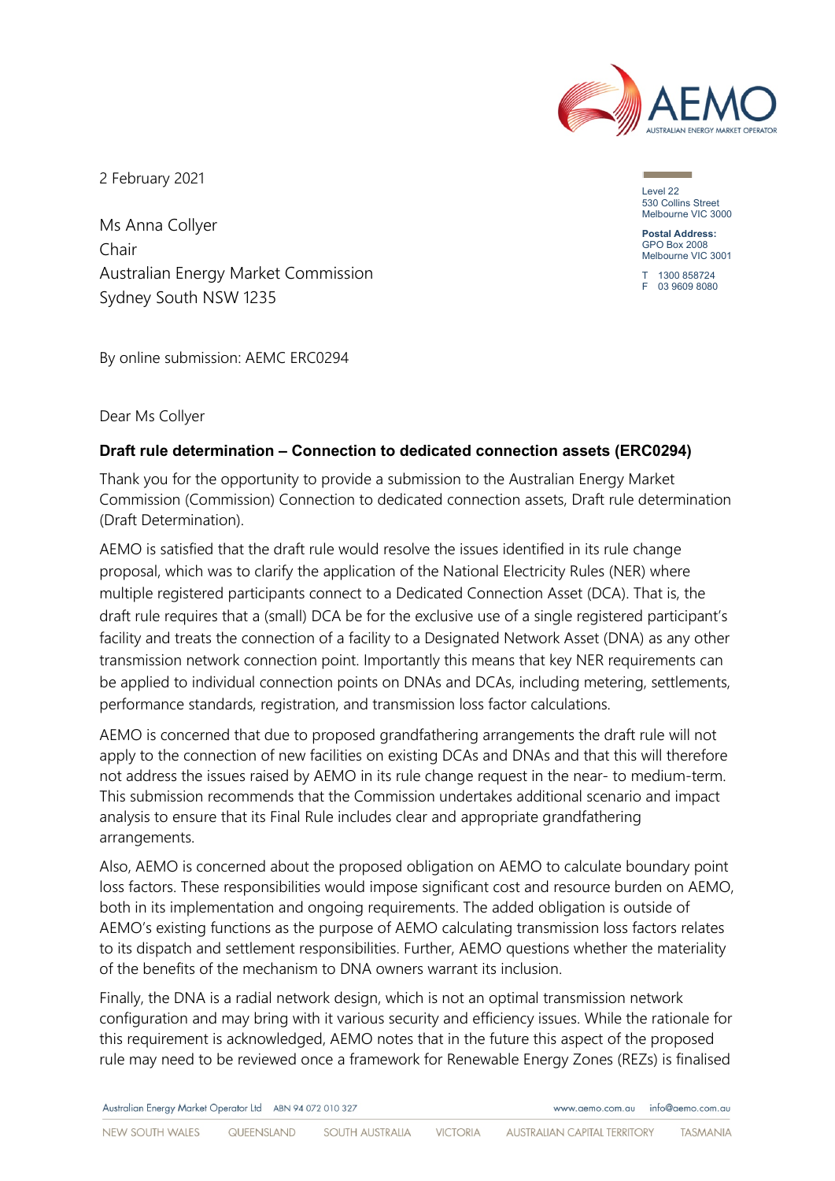2 February 2021

Level 22
530 Collins Street
Melbourne VIC 3000

**Postal Address:**
GPO Box 2008
Melbourne VIC 3001

T 1300 858724
F 03 9609 8080

Ms Anna Collyer
Chair
Australian Energy Market Commission
Sydney South NSW 1235

By online submission: AEMC ERC0294

Dear Ms Collyer

**Draft rule determination – Connection to dedicated connection assets (ERC0294)**

Thank you for the opportunity to provide a submission to the Australian Energy Market Commission (Commission) Connection to dedicated connection assets, Draft rule determination (Draft Determination).

AEMO is satisfied that the draft rule would resolve the issues identified in its rule change proposal, which was to clarify the application of the National Electricity Rules (NER) where multiple registered participants connect to a Dedicated Connection Asset (DCA). That is, the draft rule requires that a (small) DCA be for the exclusive use of a single registered participant's facility and treats the connection of a facility to a Designated Network Asset (DNA) as any other transmission network connection point. Importantly this means that key NER requirements can be applied to individual connection points on DNAs and DCAs, including metering, settlements, performance standards, registration, and transmission loss factor calculations.

AEMO is concerned that due to proposed grandfathering arrangements the draft rule will not apply to the connection of new facilities on existing DCAs and DNAs and that this will therefore not address the issues raised by AEMO in its rule change request in the near- to medium-term. This submission recommends that the Commission undertakes additional scenario and impact analysis to ensure that its Final Rule includes clear and appropriate grandfathering arrangements.

Also, AEMO is concerned about the proposed obligation on AEMO to calculate boundary point loss factors. These responsibilities would impose significant cost and resource burden on AEMO, both in its implementation and ongoing requirements. The added obligation is outside of AEMO's existing functions as the purpose of AEMO calculating transmission loss factors relates to its dispatch and settlement responsibilities. Further, AEMO questions whether the materiality of the benefits of the mechanism to DNA owners warrant its inclusion.

Finally, the DNA is a radial network design, which is not an optimal transmission network configuration and may bring with it various security and efficiency issues. While the rationale for this requirement is acknowledged, AEMO notes that in the future this aspect of the proposed rule may need to be reviewed once a framework for Renewable Energy Zones (REZs) is finalised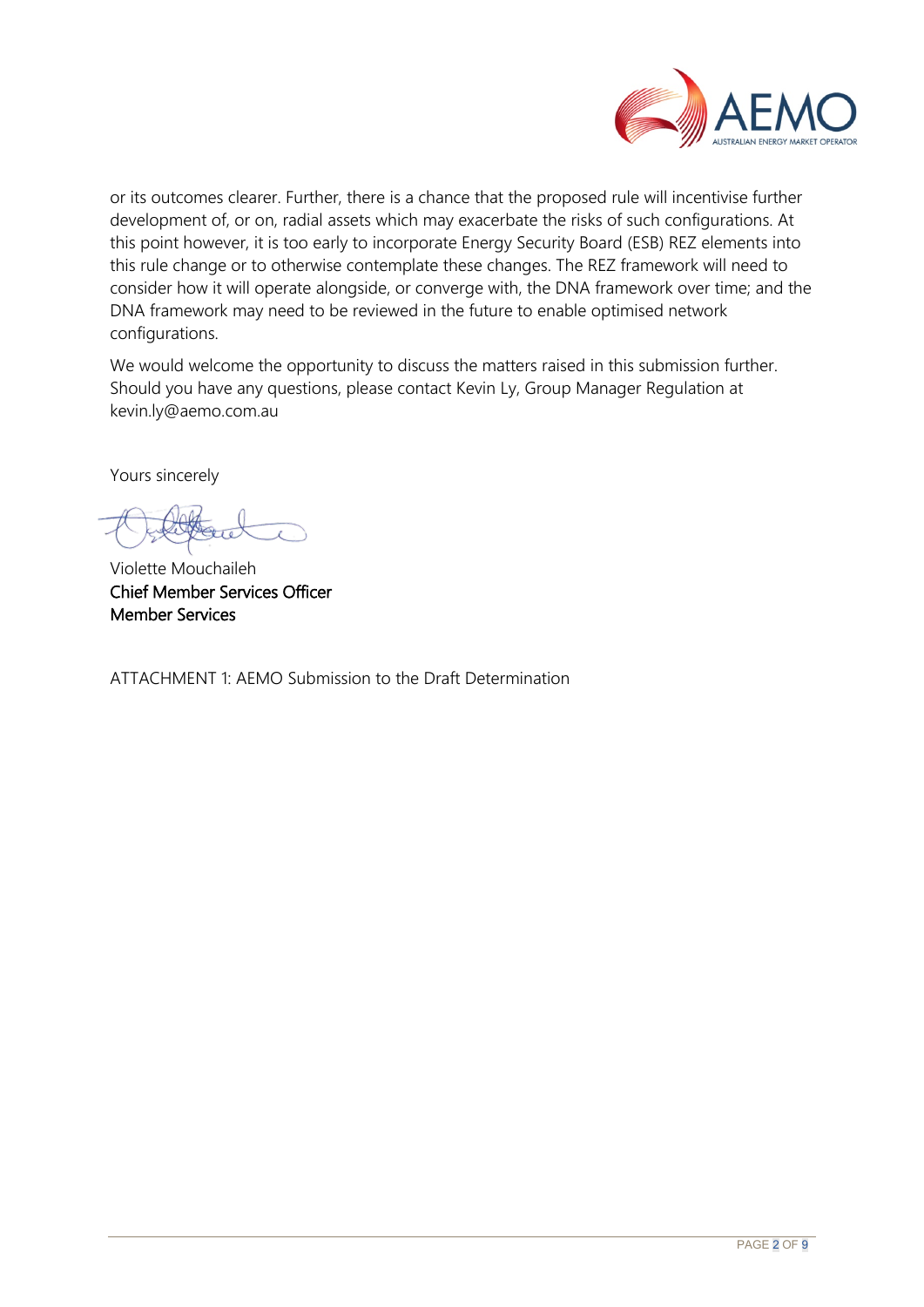or its outcomes clearer. Further, there is a chance that the proposed rule will incentivise further development of, or on, radial assets which may exacerbate the risks of such configurations. At this point however, it is too early to incorporate Energy Security Board (ESB) REZ elements into this rule change or to otherwise contemplate these changes. The REZ framework will need to consider how it will operate alongside, or converge with, the DNA framework over time; and the DNA framework may need to be reviewed in the future to enable optimised network configurations.

We would welcome the opportunity to discuss the matters raised in this submission further. Should you have any questions, please contact Kevin Ly, Group Manager Regulation at kevin.ly@aemo.com.au

Yours sincerely

Violette Mouchaileh
**Chief Member Services Officer**
**Member Services**

ATTACHMENT 1: AEMO Submission to the Draft Determination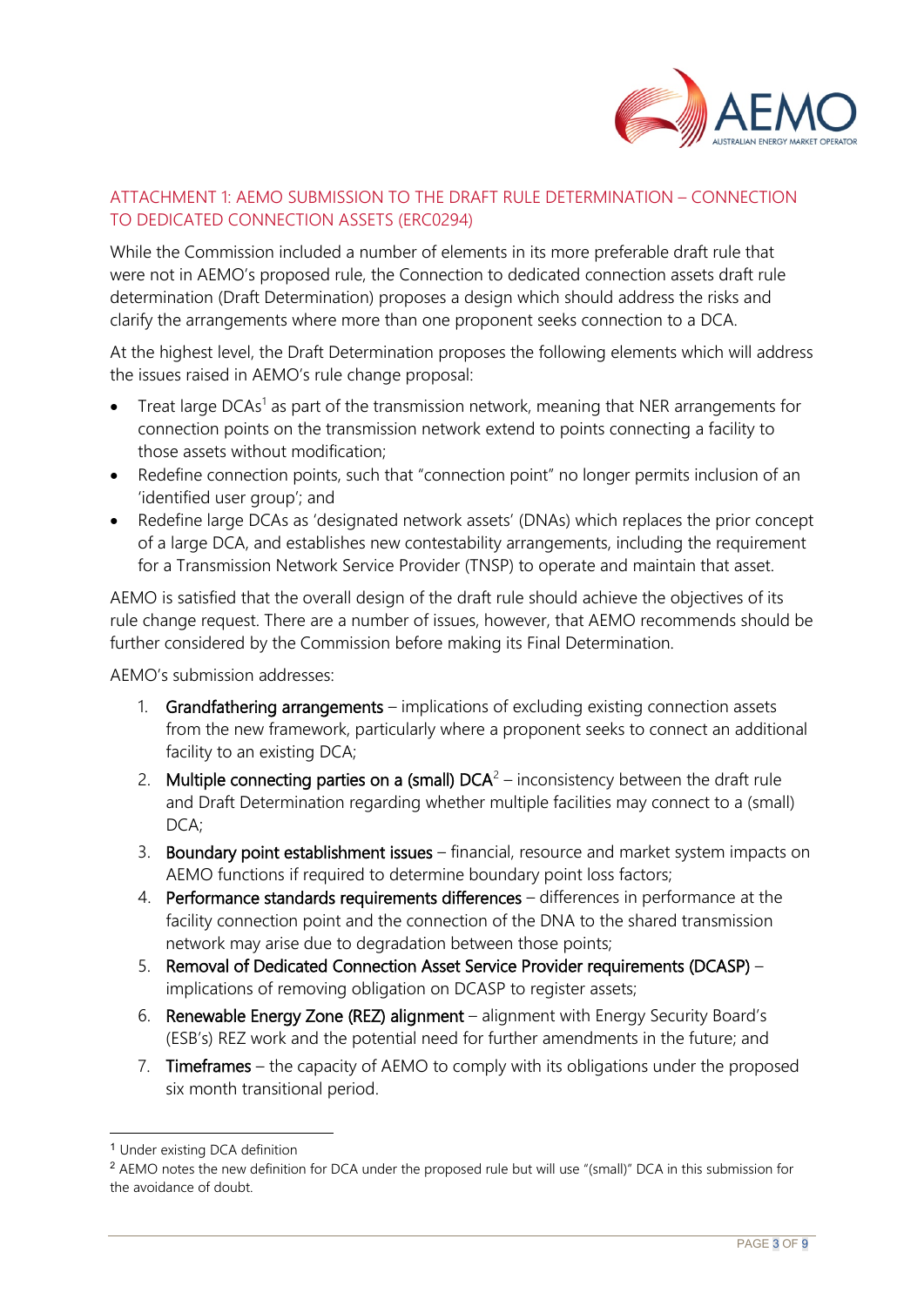## ATTACHMENT 1: AEMO SUBMISSION TO THE DRAFT RULE DETERMINATION – CONNECTION TO DEDICATED CONNECTION ASSETS (ERC0294)

While the Commission included a number of elements in its more preferable draft rule that were not in AEMO's proposed rule, the Connection to dedicated connection assets draft rule determination (Draft Determination) proposes a design which should address the risks and clarify the arrangements where more than one proponent seeks connection to a DCA.

At the highest level, the Draft Determination proposes the following elements which will address the issues raised in AEMO's rule change proposal:

- Treat large DCAs[1] as part of the transmission network, meaning that NER arrangements for connection points on the transmission network extend to points connecting a facility to those assets without modification;
- Redefine connection points, such that "connection point" no longer permits inclusion of an 'identified user group'; and
- Redefine large DCAs as 'designated network assets' (DNAs) which replaces the prior concept of a large DCA, and establishes new contestability arrangements, including the requirement for a Transmission Network Service Provider (TNSP) to operate and maintain that asset.

AEMO is satisfied that the overall design of the draft rule should achieve the objectives of its rule change request. There are a number of issues, however, that AEMO recommends should be further considered by the Commission before making its Final Determination.

AEMO's submission addresses:

1. **Grandfathering arrangements** – implications of excluding existing connection assets from the new framework, particularly where a proponent seeks to connect an additional facility to an existing DCA;
2. **Multiple connecting parties on a (small) DCA**[2] – inconsistency between the draft rule and Draft Determination regarding whether multiple facilities may connect to a (small) DCA;
3. **Boundary point establishment issues** – financial, resource and market system impacts on AEMO functions if required to determine boundary point loss factors;
4. **Performance standards requirements differences** – differences in performance at the facility connection point and the connection of the DNA to the shared transmission network may arise due to degradation between those points;
5. **Removal of Dedicated Connection Asset Service Provider requirements (DCASP)** – implications of removing obligation on DCASP to register assets;
6. **Renewable Energy Zone (REZ) alignment** – alignment with Energy Security Board's (ESB's) REZ work and the potential need for further amendments in the future; and
7. **Timeframes** – the capacity of AEMO to comply with its obligations under the proposed six month transitional period.

---

[1] Under existing DCA definition

[2] AEMO notes the new definition for DCA under the proposed rule but will use "(small)" DCA in this submission for the avoidance of doubt.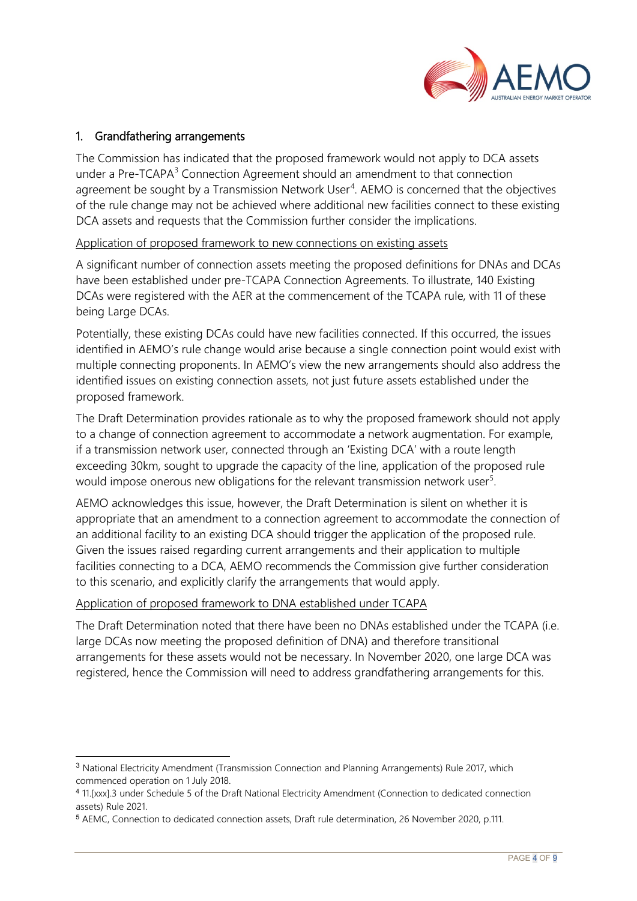## 1. Grandfathering arrangements

The Commission has indicated that the proposed framework would not apply to DCA assets under a Pre-TCAPA[3] Connection Agreement should an amendment to that connection agreement be sought by a Transmission Network User[4]. AEMO is concerned that the objectives of the rule change may not be achieved where additional new facilities connect to these existing DCA assets and requests that the Commission further consider the implications.

<u>Application of proposed framework to new connections on existing assets</u>

A significant number of connection assets meeting the proposed definitions for DNAs and DCAs have been established under pre-TCAPA Connection Agreements. To illustrate, 140 Existing DCAs were registered with the AER at the commencement of the TCAPA rule, with 11 of these being Large DCAs.

Potentially, these existing DCAs could have new facilities connected. If this occurred, the issues identified in AEMO's rule change would arise because a single connection point would exist with multiple connecting proponents. In AEMO's view the new arrangements should also address the identified issues on existing connection assets, not just future assets established under the proposed framework.

The Draft Determination provides rationale as to why the proposed framework should not apply to a change of connection agreement to accommodate a network augmentation. For example, if a transmission network user, connected through an 'Existing DCA' with a route length exceeding 30km, sought to upgrade the capacity of the line, application of the proposed rule would impose onerous new obligations for the relevant transmission network user[5].

AEMO acknowledges this issue, however, the Draft Determination is silent on whether it is appropriate that an amendment to a connection agreement to accommodate the connection of an additional facility to an existing DCA should trigger the application of the proposed rule. Given the issues raised regarding current arrangements and their application to multiple facilities connecting to a DCA, AEMO recommends the Commission give further consideration to this scenario, and explicitly clarify the arrangements that would apply.

<u>Application of proposed framework to DNA established under TCAPA</u>

The Draft Determination noted that there have been no DNAs established under the TCAPA (i.e. large DCAs now meeting the proposed definition of DNA) and therefore transitional arrangements for these assets would not be necessary. In November 2020, one large DCA was registered, hence the Commission will need to address grandfathering arrangements for this.

---

[3] National Electricity Amendment (Transmission Connection and Planning Arrangements) Rule 2017, which commenced operation on 1 July 2018.

[4] 11.[xxx].3 under Schedule 5 of the Draft National Electricity Amendment (Connection to dedicated connection assets) Rule 2021.

[5] AEMC, Connection to dedicated connection assets, Draft rule determination, 26 November 2020, p.111.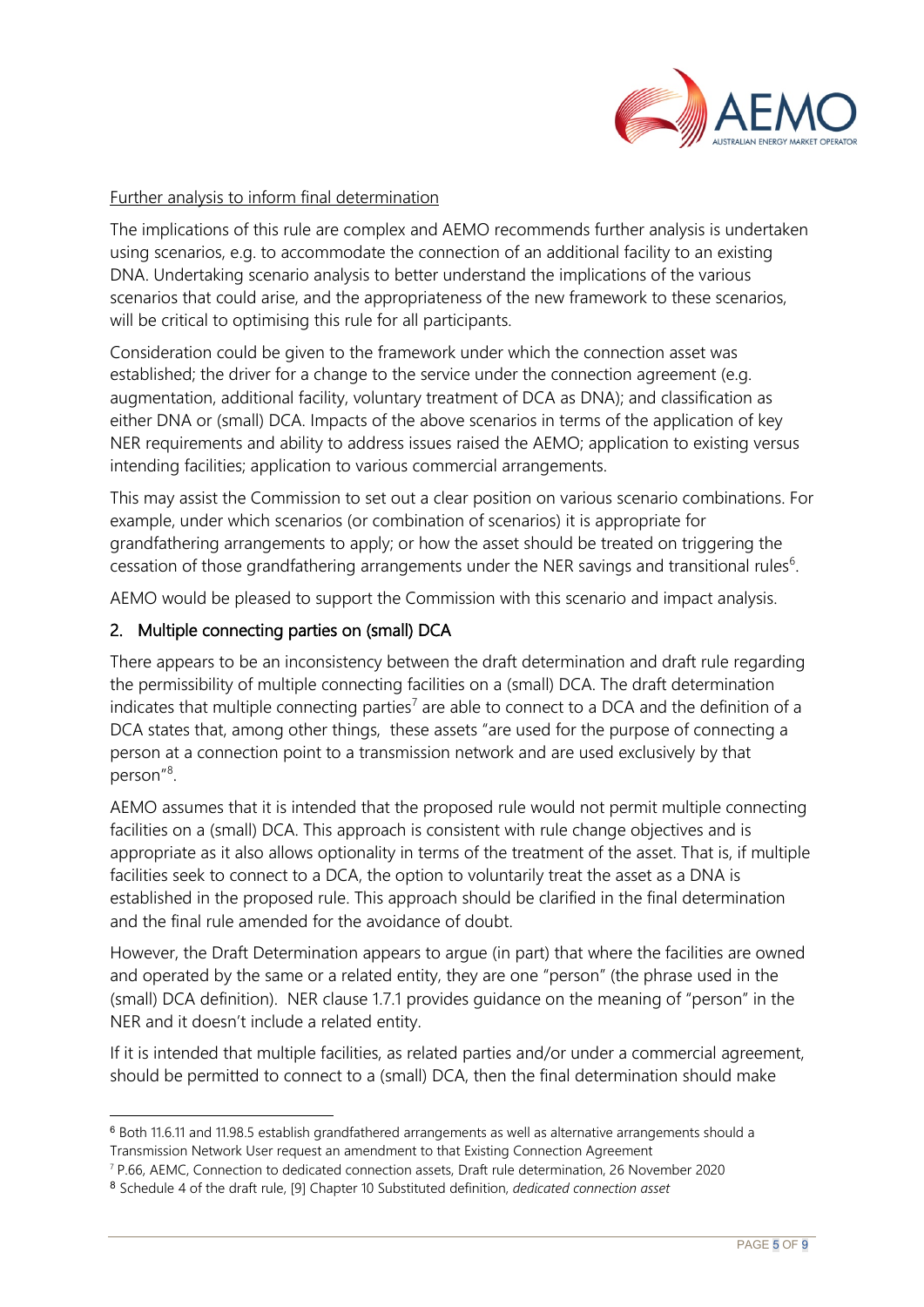Further analysis to inform final determination

The implications of this rule are complex and AEMO recommends further analysis is undertaken using scenarios, e.g. to accommodate the connection of an additional facility to an existing DNA. Undertaking scenario analysis to better understand the implications of the various scenarios that could arise, and the appropriateness of the new framework to these scenarios, will be critical to optimising this rule for all participants.

Consideration could be given to the framework under which the connection asset was established; the driver for a change to the service under the connection agreement (e.g. augmentation, additional facility, voluntary treatment of DCA as DNA); and classification as either DNA or (small) DCA. Impacts of the above scenarios in terms of the application of key NER requirements and ability to address issues raised the AEMO; application to existing versus intending facilities; application to various commercial arrangements.

This may assist the Commission to set out a clear position on various scenario combinations. For example, under which scenarios (or combination of scenarios) it is appropriate for grandfathering arrangements to apply; or how the asset should be treated on triggering the cessation of those grandfathering arrangements under the NER savings and transitional rules[6].

AEMO would be pleased to support the Commission with this scenario and impact analysis.

## 2. Multiple connecting parties on (small) DCA

There appears to be an inconsistency between the draft determination and draft rule regarding the permissibility of multiple connecting facilities on a (small) DCA. The draft determination indicates that multiple connecting parties[7] are able to connect to a DCA and the definition of a DCA states that, among other things, these assets "are used for the purpose of connecting a person at a connection point to a transmission network and are used exclusively by that person"[8].

AEMO assumes that it is intended that the proposed rule would not permit multiple connecting facilities on a (small) DCA. This approach is consistent with rule change objectives and is appropriate as it also allows optionality in terms of the treatment of the asset. That is, if multiple facilities seek to connect to a DCA, the option to voluntarily treat the asset as a DNA is established in the proposed rule. This approach should be clarified in the final determination and the final rule amended for the avoidance of doubt.

However, the Draft Determination appears to argue (in part) that where the facilities are owned and operated by the same or a related entity, they are one "person" (the phrase used in the (small) DCA definition). NER clause 1.7.1 provides guidance on the meaning of "person" in the NER and it doesn't include a related entity.

If it is intended that multiple facilities, as related parties and/or under a commercial agreement, should be permitted to connect to a (small) DCA, then the final determination should make

---

[6] Both 11.6.11 and 11.98.5 establish grandfathered arrangements as well as alternative arrangements should a Transmission Network User request an amendment to that Existing Connection Agreement

[7] P.66, AEMC, Connection to dedicated connection assets, Draft rule determination, 26 November 2020

[8] Schedule 4 of the draft rule, [9] Chapter 10 Substituted definition, *dedicated connection asset*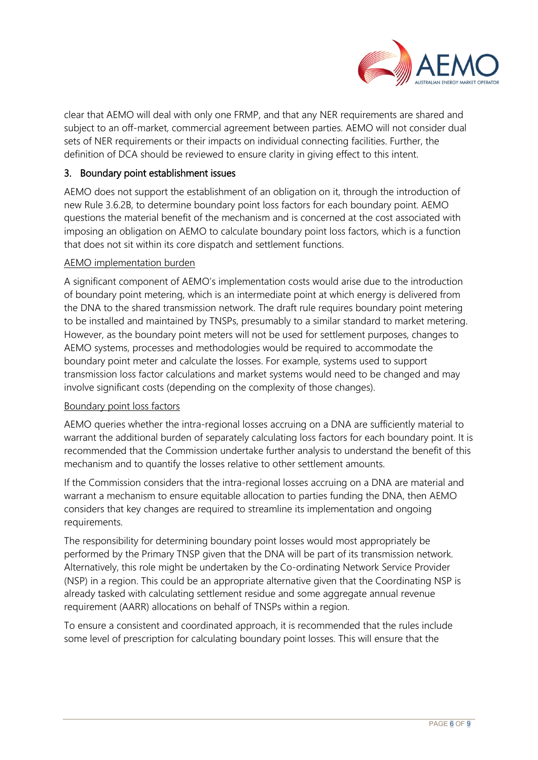clear that AEMO will deal with only one FRMP, and that any NER requirements are shared and subject to an off-market, commercial agreement between parties. AEMO will not consider dual sets of NER requirements or their impacts on individual connecting facilities. Further, the definition of DCA should be reviewed to ensure clarity in giving effect to this intent.

## 3. Boundary point establishment issues

AEMO does not support the establishment of an obligation on it, through the introduction of new Rule 3.6.2B, to determine boundary point loss factors for each boundary point. AEMO questions the material benefit of the mechanism and is concerned at the cost associated with imposing an obligation on AEMO to calculate boundary point loss factors, which is a function that does not sit within its core dispatch and settlement functions.

### AEMO implementation burden

A significant component of AEMO's implementation costs would arise due to the introduction of boundary point metering, which is an intermediate point at which energy is delivered from the DNA to the shared transmission network. The draft rule requires boundary point metering to be installed and maintained by TNSPs, presumably to a similar standard to market metering. However, as the boundary point meters will not be used for settlement purposes, changes to AEMO systems, processes and methodologies would be required to accommodate the boundary point meter and calculate the losses. For example, systems used to support transmission loss factor calculations and market systems would need to be changed and may involve significant costs (depending on the complexity of those changes).

### Boundary point loss factors

AEMO queries whether the intra-regional losses accruing on a DNA are sufficiently material to warrant the additional burden of separately calculating loss factors for each boundary point. It is recommended that the Commission undertake further analysis to understand the benefit of this mechanism and to quantify the losses relative to other settlement amounts.

If the Commission considers that the intra-regional losses accruing on a DNA are material and warrant a mechanism to ensure equitable allocation to parties funding the DNA, then AEMO considers that key changes are required to streamline its implementation and ongoing requirements.

The responsibility for determining boundary point losses would most appropriately be performed by the Primary TNSP given that the DNA will be part of its transmission network. Alternatively, this role might be undertaken by the Co-ordinating Network Service Provider (NSP) in a region. This could be an appropriate alternative given that the Coordinating NSP is already tasked with calculating settlement residue and some aggregate annual revenue requirement (AARR) allocations on behalf of TNSPs within a region.

To ensure a consistent and coordinated approach, it is recommended that the rules include some level of prescription for calculating boundary point losses. This will ensure that the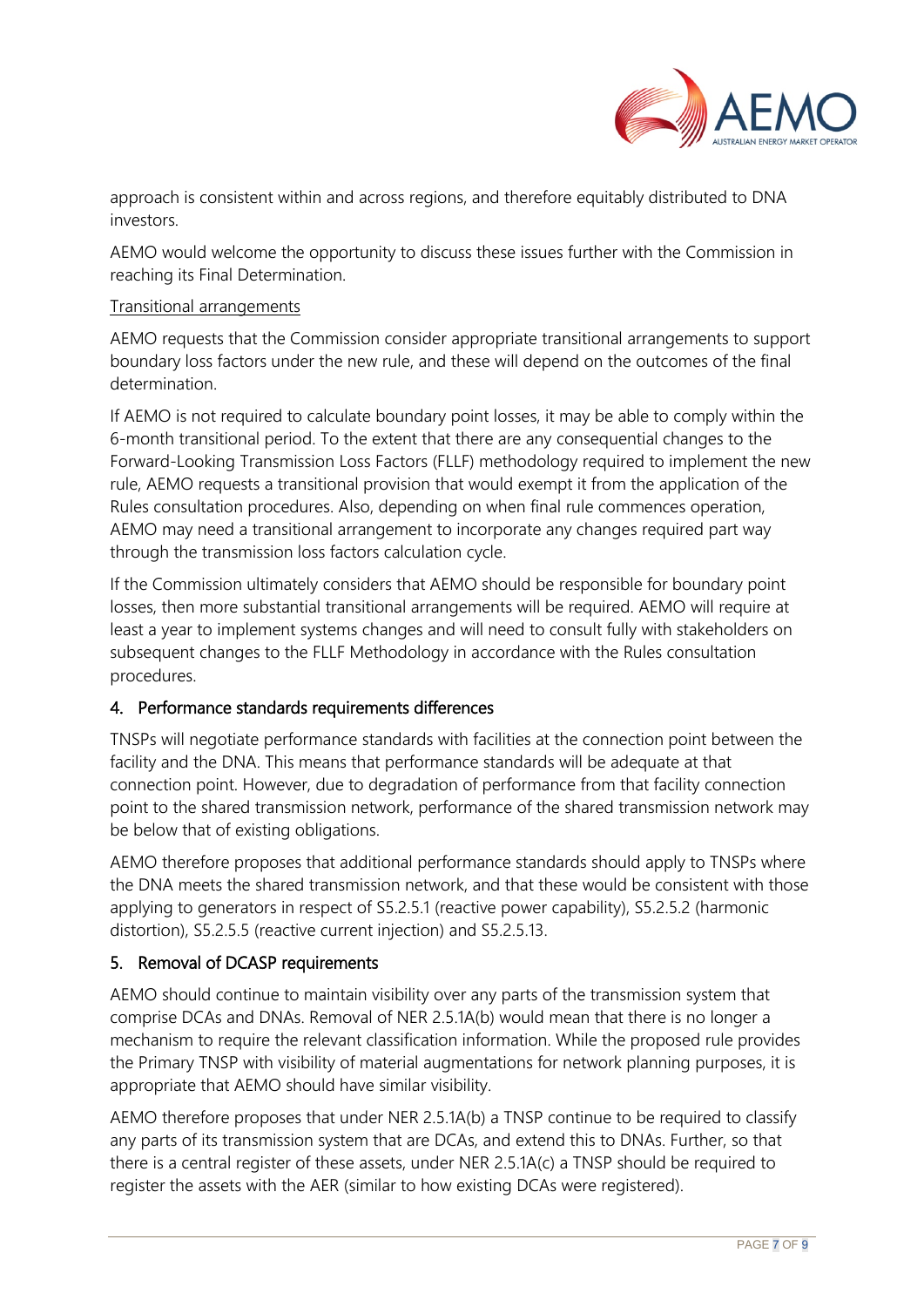approach is consistent within and across regions, and therefore equitably distributed to DNA investors.

AEMO would welcome the opportunity to discuss these issues further with the Commission in reaching its Final Determination.

Transitional arrangements

AEMO requests that the Commission consider appropriate transitional arrangements to support boundary loss factors under the new rule, and these will depend on the outcomes of the final determination.

If AEMO is not required to calculate boundary point losses, it may be able to comply within the 6-month transitional period. To the extent that there are any consequential changes to the Forward-Looking Transmission Loss Factors (FLLF) methodology required to implement the new rule, AEMO requests a transitional provision that would exempt it from the application of the Rules consultation procedures. Also, depending on when final rule commences operation, AEMO may need a transitional arrangement to incorporate any changes required part way through the transmission loss factors calculation cycle.

If the Commission ultimately considers that AEMO should be responsible for boundary point losses, then more substantial transitional arrangements will be required. AEMO will require at least a year to implement systems changes and will need to consult fully with stakeholders on subsequent changes to the FLLF Methodology in accordance with the Rules consultation procedures.

## 4. Performance standards requirements differences

TNSPs will negotiate performance standards with facilities at the connection point between the facility and the DNA. This means that performance standards will be adequate at that connection point. However, due to degradation of performance from that facility connection point to the shared transmission network, performance of the shared transmission network may be below that of existing obligations.

AEMO therefore proposes that additional performance standards should apply to TNSPs where the DNA meets the shared transmission network, and that these would be consistent with those applying to generators in respect of S5.2.5.1 (reactive power capability), S5.2.5.2 (harmonic distortion), S5.2.5.5 (reactive current injection) and S5.2.5.13.

## 5. Removal of DCASP requirements

AEMO should continue to maintain visibility over any parts of the transmission system that comprise DCAs and DNAs. Removal of NER 2.5.1A(b) would mean that there is no longer a mechanism to require the relevant classification information. While the proposed rule provides the Primary TNSP with visibility of material augmentations for network planning purposes, it is appropriate that AEMO should have similar visibility.

AEMO therefore proposes that under NER 2.5.1A(b) a TNSP continue to be required to classify any parts of its transmission system that are DCAs, and extend this to DNAs. Further, so that there is a central register of these assets, under NER 2.5.1A(c) a TNSP should be required to register the assets with the AER (similar to how existing DCAs were registered).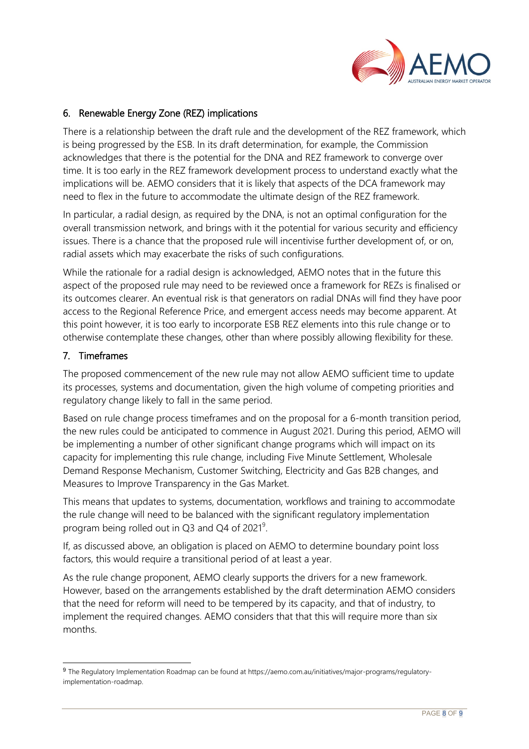## 6. Renewable Energy Zone (REZ) implications

There is a relationship between the draft rule and the development of the REZ framework, which is being progressed by the ESB. In its draft determination, for example, the Commission acknowledges that there is the potential for the DNA and REZ framework to converge over time. It is too early in the REZ framework development process to understand exactly what the implications will be. AEMO considers that it is likely that aspects of the DCA framework may need to flex in the future to accommodate the ultimate design of the REZ framework.

In particular, a radial design, as required by the DNA, is not an optimal configuration for the overall transmission network, and brings with it the potential for various security and efficiency issues. There is a chance that the proposed rule will incentivise further development of, or on, radial assets which may exacerbate the risks of such configurations.

While the rationale for a radial design is acknowledged, AEMO notes that in the future this aspect of the proposed rule may need to be reviewed once a framework for REZs is finalised or its outcomes clearer. An eventual risk is that generators on radial DNAs will find they have poor access to the Regional Reference Price, and emergent access needs may become apparent. At this point however, it is too early to incorporate ESB REZ elements into this rule change or to otherwise contemplate these changes, other than where possibly allowing flexibility for these.

## 7. Timeframes

The proposed commencement of the new rule may not allow AEMO sufficient time to update its processes, systems and documentation, given the high volume of competing priorities and regulatory change likely to fall in the same period.

Based on rule change process timeframes and on the proposal for a 6-month transition period, the new rules could be anticipated to commence in August 2021. During this period, AEMO will be implementing a number of other significant change programs which will impact on its capacity for implementing this rule change, including Five Minute Settlement, Wholesale Demand Response Mechanism, Customer Switching, Electricity and Gas B2B changes, and Measures to Improve Transparency in the Gas Market.

This means that updates to systems, documentation, workflows and training to accommodate the rule change will need to be balanced with the significant regulatory implementation program being rolled out in Q3 and Q4 of 2021[9].

If, as discussed above, an obligation is placed on AEMO to determine boundary point loss factors, this would require a transitional period of at least a year.

As the rule change proponent, AEMO clearly supports the drivers for a new framework. However, based on the arrangements established by the draft determination AEMO considers that the need for reform will need to be tempered by its capacity, and that of industry, to implement the required changes. AEMO considers that that this will require more than six months.

[9] The Regulatory Implementation Roadmap can be found at https://aemo.com.au/initiatives/major-programs/regulatory-implementation-roadmap.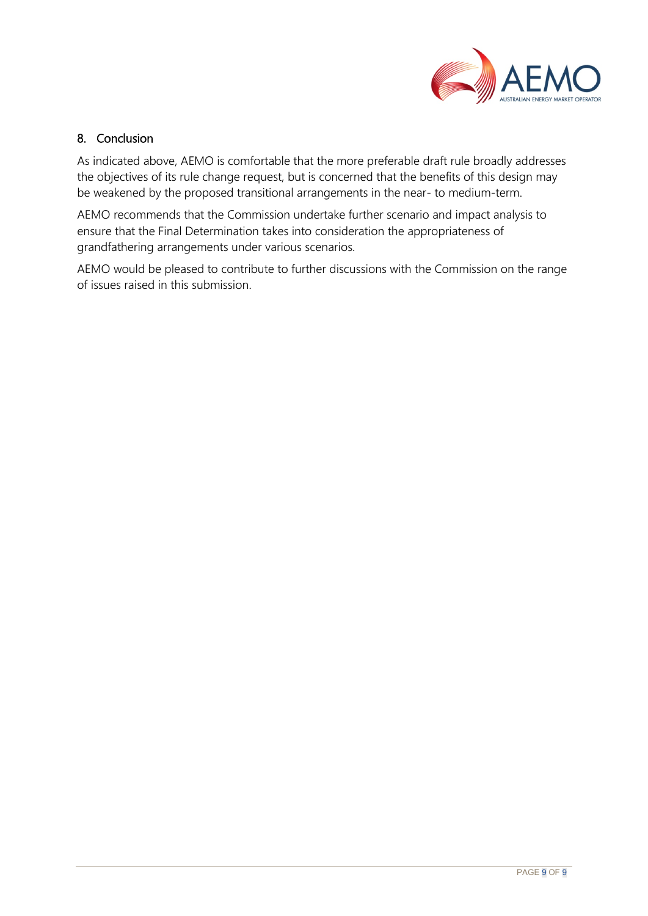## 8. Conclusion

As indicated above, AEMO is comfortable that the more preferable draft rule broadly addresses the objectives of its rule change request, but is concerned that the benefits of this design may be weakened by the proposed transitional arrangements in the near- to medium-term.

AEMO recommends that the Commission undertake further scenario and impact analysis to ensure that the Final Determination takes into consideration the appropriateness of grandfathering arrangements under various scenarios.

AEMO would be pleased to contribute to further discussions with the Commission on the range of issues raised in this submission.